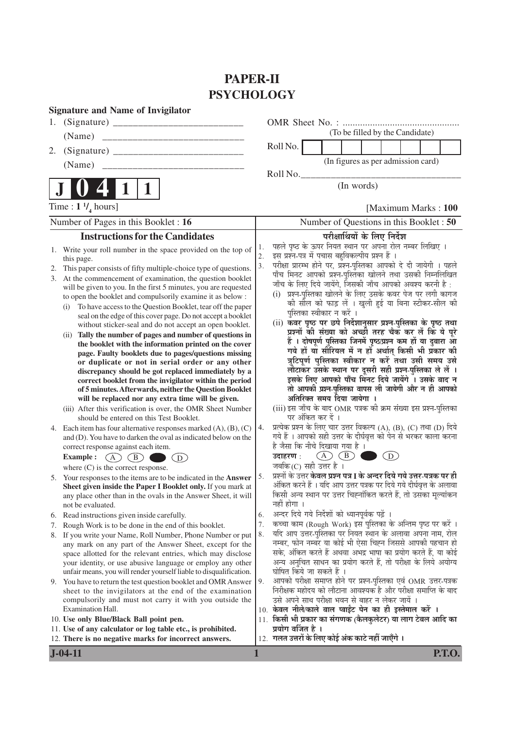# PAPER-II
# PSYCHOLOGY

**Signature and Name of Invigilator**

1. (Signature) __________________________
   (Name) __________________________
2. (Signature) __________________________
   (Name) __________________________

OMR Sheet No. : ...............................................
(To be filled by the Candidate)

Roll No. | | | | | | | | |
(In figures as per admission card)

Roll No.________________________________
(In words)

**J 0 4 1 1**

Time : 1 $^1/_4$ hours] [Maximum Marks : **100**

Number of Pages in this Booklet : **16**

Number of Questions in this Booklet : **50**

## Instructions for the Candidates

1. Write your roll number in the space provided on the top of this page.
2. This paper consists of fifty multiple-choice type of questions.
3. At the commencement of examination, the question booklet will be given to you. In the first 5 minutes, you are requested to open the booklet and compulsorily examine it as below :
   (i) To have access to the Question Booklet, tear off the paper seal on the edge of this cover page. Do not accept a booklet without sticker-seal and do not accept an open booklet.
   (ii) **Tally the number of pages and number of questions in the booklet with the information printed on the cover page. Faulty booklets due to pages/questions missing or duplicate or not in serial order or any other discrepancy should be got replaced immediately by a correct booklet from the invigilator within the period of 5 minutes. Afterwards, neither the Question Booklet will be replaced nor any extra time will be given.**
   (iii) After this verification is over, the OMR Sheet Number should be entered on this Test Booklet.
4. Each item has four alternative responses marked (A), (B), (C) and (D). You have to darken the oval as indicated below on the correct response against each item.
   **Example :** (A) (B) ● (D)
   where (C) is the correct response.
5. Your responses to the items are to be indicated in the **Answer Sheet given inside the Paper I Booklet only.** If you mark at any place other than in the ovals in the Answer Sheet, it will not be evaluated.
6. Read instructions given inside carefully.
7. Rough Work is to be done in the end of this booklet.
8. If you write your Name, Roll Number, Phone Number or put any mark on any part of the Answer Sheet, except for the space allotted for the relevant entries, which may disclose your identity, or use abusive language or employ any other unfair means, you will render yourself liable to disqualification.
9. You have to return the test question booklet and OMR Answer sheet to the invigilators at the end of the examination compulsorily and must not carry it with you outside the Examination Hall.
10. **Use only Blue/Black Ball point pen.**
11. **Use of any calculator or log table etc., is prohibited.**
12. **There is no negative marks for incorrect answers.**

## परीक्षार्थियों के लिए निर्देश

1. पहले पृष्ठ के ऊपर नियत स्थान पर अपना रोल नम्बर लिखिए ।
2. इस प्रश्न-पत्र में पचास बहुविकल्पीय प्रश्न हैं ।
3. परीक्षा प्रारम्भ होने पर, प्रश्न-पुस्तिका आपको दे दी जायेगी । पहले पाँच मिनट आपको प्रश्न-पुस्तिका खोलने तथा उसकी निम्नलिखित जाँच के लिए दिये जायेंगे, जिसकी जाँच आपको अवश्य करनी है :
   (i) प्रश्न-पुस्तिका खोलने के लिए उसके कवर पेज पर लगी कागज की सील को फाड़ लें । खुली हुई या बिना स्टीकर-सील की पुस्तिका स्वीकार न करें ।
   (ii) **कवर पृष्ठ पर छपे निर्देशानुसार प्रश्न-पुस्तिका के पृष्ठ तथा प्रश्नों की संख्या को अच्छी तरह चैक कर लें कि ये पूरे हैं । दोषपूर्ण पुस्तिका जिनमें पृष्ठ/प्रश्न कम हों या दुबारा आ गये हों या सीरियल में न हों अर्थात् किसी भी प्रकार की त्रुटिपूर्ण पुस्तिका स्वीकार न करें तथा उसी समय उसे लौटाकर उसके स्थान पर दूसरी सही प्रश्न-पुस्तिका ले लें । इसके लिए आपको पाँच मिनट दिये जायेंगे । उसके बाद न तो आपकी प्रश्न-पुस्तिका वापस ली जायेगी और न ही आपको अतिरिक्त समय दिया जायेगा ।**
   (iii) इस जाँच के बाद OMR पत्रक की क्रम संख्या इस प्रश्न-पुस्तिका पर अंकित कर दें ।
4. प्रत्येक प्रश्न के लिए चार उत्तर विकल्प (A), (B), (C) तथा (D) दिये गये हैं । आपको सही उत्तर के दीर्घवृत्त को पेन से भरकर काला करना है जैसा कि नीचे दिखाया गया है ।
   **उदाहरण :** (A) (B) ● (D)
   जबकि (C) सही उत्तर है ।
5. प्रश्नों के उत्तर **केवल प्रश्न पत्र I के अन्दर दिये गये उत्तर-पत्रक पर ही** अंकित करने हैं । यदि आप उत्तर पत्रक पर दिये गये दीर्घवृत्त के अलावा किसी अन्य स्थान पर उत्तर चिह्नांकित करते हैं, तो उसका मूल्यांकन नहीं होगा ।
6. अन्दर दिये गये निर्देशों को ध्यानपूर्वक पढ़ें ।
7. कच्चा काम (Rough Work) इस पुस्तिका के अन्तिम पृष्ठ पर करें ।
8. यदि आप उत्तर-पुस्तिका पर नियत स्थान के अलावा अपना नाम, रोल नम्बर, फोन नम्बर या कोई भी ऐसा चिह्न जिससे आपकी पहचान हो सके, अंकित करते हैं अथवा अभद्र भाषा का प्रयोग करते हैं, या कोई अन्य अनुचित साधन का प्रयोग करते हैं, तो परीक्षा के लिये अयोग्य घोषित किये जा सकते हैं ।
9. आपको परीक्षा समाप्त होने पर प्रश्न-पुस्तिका एवं OMR उत्तर-पत्रक निरीक्षक महोदय को लौटाना आवश्यक है और परीक्षा समाप्ति के बाद उसे अपने साथ परीक्षा भवन से बाहर न लेकर जायें ।
10. **केवल नीले/काले बाल प्वाईंट पेन का ही इस्तेमाल करें ।**
11. **किसी भी प्रकार का संगणक (कैलकुलेटर) या लाग टेबल आदि का प्रयोग वर्जित है ।**
12. **गलत उत्तरों के लिए कोई अंक काटे नहीं जाएँगे ।**

J-04-11 **P.T.O.**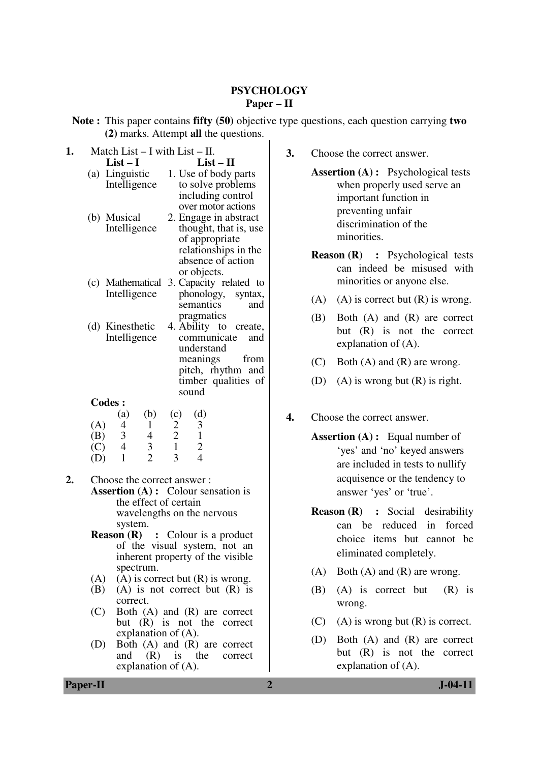# PSYCHOLOGY

## Paper – II

**Note :** This paper contains **fifty (50)** objective type questions, each carrying **two (2)** marks. Attempt **all** the questions.

**1.** Match List – I with List – II.

| List – I | List – II |
|---|---|
| (a) Linguistic Intelligence | 1. Use of body parts to solve problems including control over motor actions |
| (b) Musical Intelligence | 2. Engage in abstract thought, that is, use of appropriate relationships in the absence of action or objects. |
| (c) Mathematical Intelligence | 3. Capacity related to phonology, syntax, semantics and pragmatics |
| (d) Kinesthetic Intelligence | 4. Ability to create, communicate and understand meanings from pitch, rhythm and timber qualities of sound |

**Codes :**

| | (a) | (b) | (c) | (d) |
|---|---|---|---|---|
| (A) | 4 | 1 | 2 | 3 |
| (B) | 3 | 4 | 2 | 1 |
| (C) | 4 | 3 | 1 | 2 |
| (D) | 1 | 2 | 3 | 4 |

**2.** Choose the correct answer :

**Assertion (A) :** Colour sensation is the effect of certain wavelengths on the nervous system.

**Reason (R) :** Colour is a product of the visual system, not an inherent property of the visible spectrum.

(A) (A) is correct but (R) is wrong.

(B) (A) is not correct but (R) is correct.

(C) Both (A) and (R) are correct but (R) is not the correct explanation of (A).

(D) Both (A) and (R) are correct and (R) is the correct explanation of (A).

**3.** Choose the correct answer.

**Assertion (A) :** Psychological tests when properly used serve an important function in preventing unfair discrimination of the minorities.

**Reason (R) :** Psychological tests can indeed be misused with minorities or anyone else.

(A) (A) is correct but (R) is wrong.

(B) Both (A) and (R) are correct but (R) is not the correct explanation of (A).

(C) Both (A) and (R) are wrong.

(D) (A) is wrong but (R) is right.

**4.** Choose the correct answer.

**Assertion (A) :** Equal number of 'yes' and 'no' keyed answers are included in tests to nullify acquisence or the tendency to answer 'yes' or 'true'.

**Reason (R) :** Social desirability can be reduced in forced choice items but cannot be eliminated completely.

(A) Both (A) and (R) are wrong.

(B) (A) is correct but (R) is wrong.

(C) (A) is wrong but (R) is correct.

(D) Both (A) and (R) are correct but (R) is not the correct explanation of (A).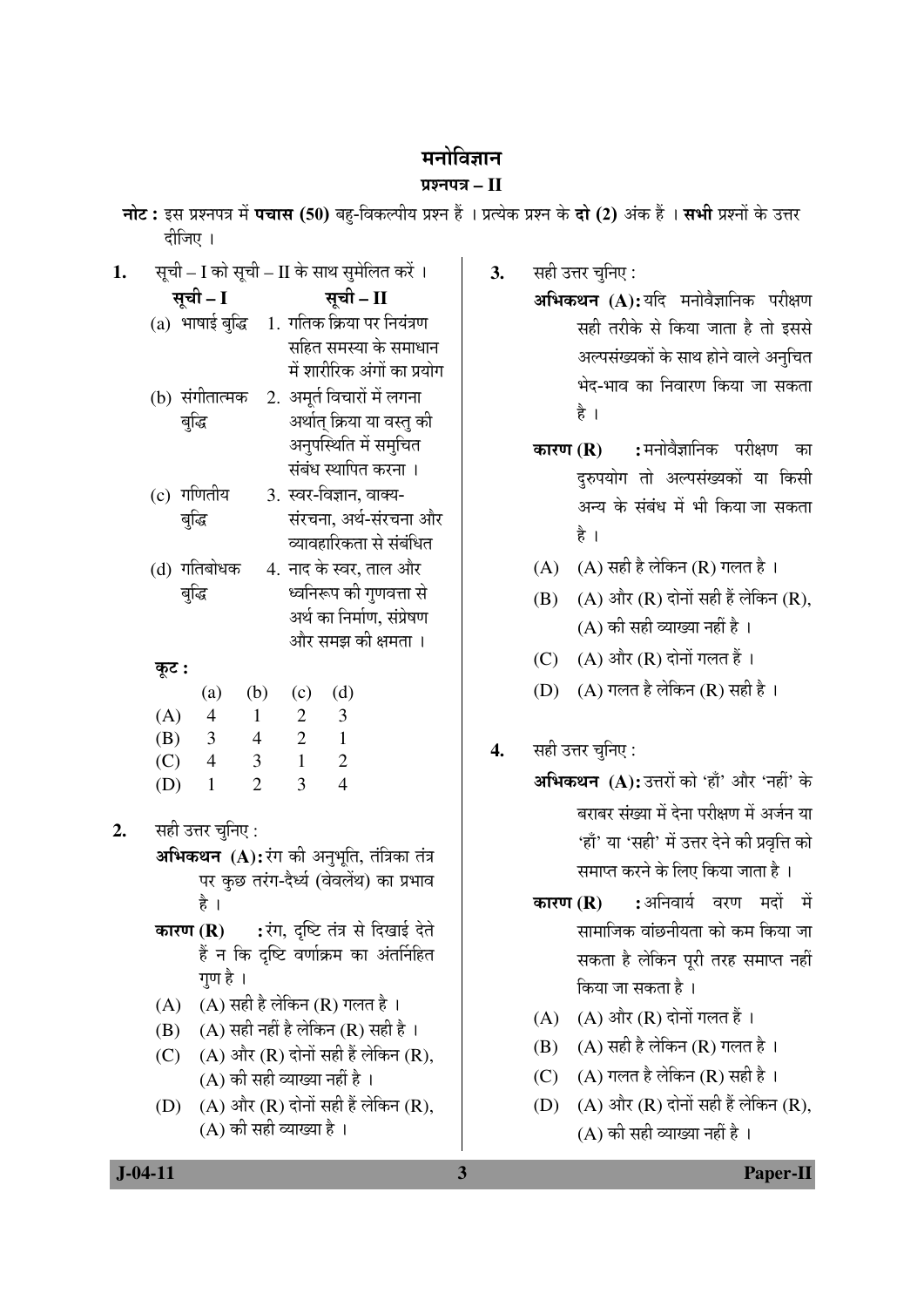# मनोविज्ञान

## प्रश्नपत्र – II

**नोट :** इस प्रश्नपत्र में **पचास (50)** बहु-विकल्पीय प्रश्न हैं । प्रत्येक प्रश्न के **दो (2)** अंक हैं । **सभी** प्रश्नों के उत्तर दीजिए ।

**1.** सूची – I को सूची – II के साथ सुमेलित करें ।

| सूची – I | सूची – II |
|---|---|
| (a) भाषाई बुद्धि | 1. गतिक क्रिया पर नियंत्रण सहित समस्या के समाधान में शारीरिक अंगों का प्रयोग |
| (b) संगीतात्मक बुद्धि | 2. अमूर्त विचारों में लगना अर्थात् क्रिया या वस्तु की अनुपस्थिति में समुचित संबंध स्थापित करना । |
| (c) गणितीय बुद्धि | 3. स्वर-विज्ञान, वाक्य-संरचना, अर्थ-संरचना और व्यावहारिकता से संबंधित |
| (d) गतिबोधक बुद्धि | 4. नाद के स्वर, ताल और ध्वनिरूप की गुणवत्ता से अर्थ का निर्माण, संप्रेषण और समझ की क्षमता । |

**कूट :**

| | (a) | (b) | (c) | (d) |
|---|---|---|---|---|
| (A) | 4 | 1 | 2 | 3 |
| (B) | 3 | 4 | 2 | 1 |
| (C) | 4 | 3 | 1 | 2 |
| (D) | 1 | 2 | 3 | 4 |

**2.** सही उत्तर चुनिए :

**अभिकथन (A):** रंग की अनुभूति, तंत्रिका तंत्र पर कुछ तरंग-दैर्ध्य (वेवलेंथ) का प्रभाव है ।

**कारण (R) :** रंग, दृष्टि तंत्र से दिखाई देते हैं न कि दृष्टि वर्णाक्रम का अंतर्निहित गुण है ।

(A) (A) सही है लेकिन (R) गलत है ।

(B) (A) सही नहीं है लेकिन (R) सही है ।

(C) (A) और (R) दोनों सही हैं लेकिन (R), (A) की सही व्याख्या नहीं है ।

(D) (A) और (R) दोनों सही हैं लेकिन (R), (A) की सही व्याख्या है ।

**3.** सही उत्तर चुनिए :

**अभिकथन (A):** यदि मनोवैज्ञानिक परीक्षण सही तरीके से किया जाता है तो इससे अल्पसंख्यकों के साथ होने वाले अनुचित भेद-भाव का निवारण किया जा सकता है ।

**कारण (R) :** मनोवैज्ञानिक परीक्षण का दुरुपयोग तो अल्पसंख्यकों या किसी अन्य के संबंध में भी किया जा सकता है ।

(A) (A) सही है लेकिन (R) गलत है ।

(B) (A) और (R) दोनों सही हैं लेकिन (R), (A) की सही व्याख्या नहीं है ।

(C) (A) और (R) दोनों गलत हैं ।

(D) (A) गलत है लेकिन (R) सही है ।

**4.** सही उत्तर चुनिए :

**अभिकथन (A):** उत्तरों को 'हाँ' और 'नहीं' के बराबर संख्या में देना परीक्षण में अर्जन या 'हाँ' या 'सही' में उत्तर देने की प्रवृत्ति को समाप्त करने के लिए किया जाता है ।

**कारण (R) :** अनिवार्य वरण मदों में सामाजिक वांछनीयता को कम किया जा सकता है लेकिन पूरी तरह समाप्त नहीं किया जा सकता है ।

(A) (A) और (R) दोनों गलत हैं ।

(B) (A) सही है लेकिन (R) गलत है ।

(C) (A) गलत है लेकिन (R) सही है ।

(D) (A) और (R) दोनों सही हैं लेकिन (R), (A) की सही व्याख्या नहीं है ।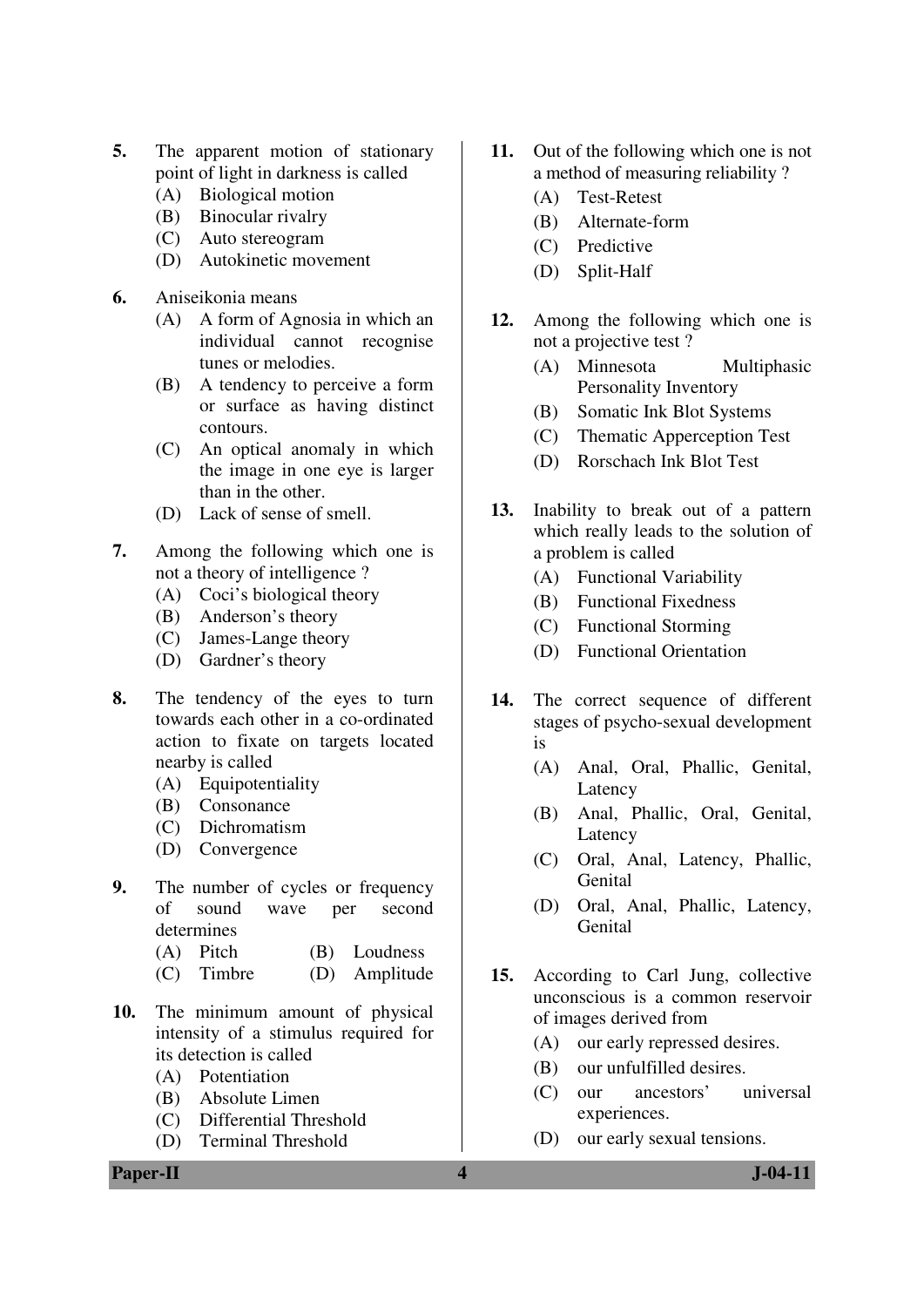5. The apparent motion of stationary point of light in darkness is called
   - (A) Biological motion
   - (B) Binocular rivalry
   - (C) Auto stereogram
   - (D) Autokinetic movement

6. Aniseikonia means
   - (A) A form of Agnosia in which an individual cannot recognise tunes or melodies.
   - (B) A tendency to perceive a form or surface as having distinct contours.
   - (C) An optical anomaly in which the image in one eye is larger than in the other.
   - (D) Lack of sense of smell.

7. Among the following which one is not a theory of intelligence ?
   - (A) Coci's biological theory
   - (B) Anderson's theory
   - (C) James-Lange theory
   - (D) Gardner's theory

8. The tendency of the eyes to turn towards each other in a co-ordinated action to fixate on targets located nearby is called
   - (A) Equipotentiality
   - (B) Consonance
   - (C) Dichromatism
   - (D) Convergence

9. The number of cycles or frequency of sound wave per second determines
   - (A) Pitch
   - (B) Loudness
   - (C) Timbre
   - (D) Amplitude

10. The minimum amount of physical intensity of a stimulus required for its detection is called
    - (A) Potentiation
    - (B) Absolute Limen
    - (C) Differential Threshold
    - (D) Terminal Threshold

11. Out of the following which one is not a method of measuring reliability ?
    - (A) Test-Retest
    - (B) Alternate-form
    - (C) Predictive
    - (D) Split-Half

12. Among the following which one is not a projective test ?
    - (A) Minnesota Multiphasic Personality Inventory
    - (B) Somatic Ink Blot Systems
    - (C) Thematic Apperception Test
    - (D) Rorschach Ink Blot Test

13. Inability to break out of a pattern which really leads to the solution of a problem is called
    - (A) Functional Variability
    - (B) Functional Fixedness
    - (C) Functional Storming
    - (D) Functional Orientation

14. The correct sequence of different stages of psycho-sexual development is
    - (A) Anal, Oral, Phallic, Genital, Latency
    - (B) Anal, Phallic, Oral, Genital, Latency
    - (C) Oral, Anal, Latency, Phallic, Genital
    - (D) Oral, Anal, Phallic, Latency, Genital

15. According to Carl Jung, collective unconscious is a common reservoir of images derived from
    - (A) our early repressed desires.
    - (B) our unfulfilled desires.
    - (C) our ancestors' universal experiences.
    - (D) our early sexual tensions.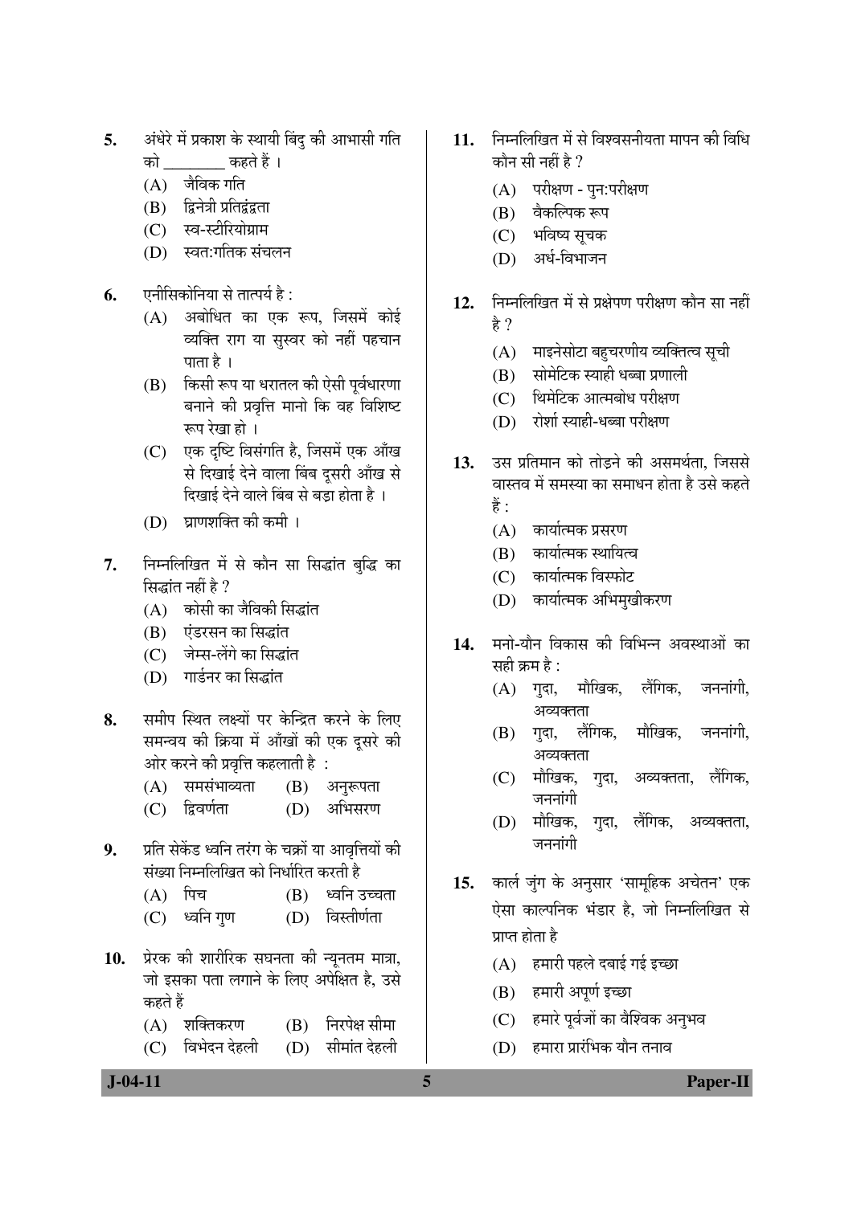5. अंधेरे में प्रकाश के स्थायी बिंदु की आभासी गति को ________ कहते हैं ।
   (A) जैविक गति
   (B) द्विनेत्री प्रतिद्वंद्वता
   (C) स्व-स्टीरियोग्राम
   (D) स्वत:गतिक संचलन

6. एनीसिकोनिया से तात्पर्य है :
   (A) अबोधित का एक रूप, जिसमें कोई व्यक्ति राग या सुस्वर को नहीं पहचान पाता है ।
   (B) किसी रूप या धरातल की ऐसी पूर्वधारणा बनाने की प्रवृत्ति मानो कि वह विशिष्ट रूप रेखा हो ।
   (C) एक दृष्टि विसंगति है, जिसमें एक आँख से दिखाई देने वाला बिंब दूसरी आँख से दिखाई देने वाले बिंब से बड़ा होता है ।
   (D) घ्राणशक्ति की कमी ।

7. निम्नलिखित में से कौन सा सिद्धांत बुद्धि का सिद्धांत नहीं है ?
   (A) कोसी का जैविकी सिद्धांत
   (B) एंडरसन का सिद्धांत
   (C) जेम्स-लेंगे का सिद्धांत
   (D) गार्डनर का सिद्धांत

8. समीप स्थित लक्ष्यों पर केन्द्रित करने के लिए समन्वय की क्रिया में आँखों की एक दूसरे की ओर करने की प्रवृत्ति कहलाती है :
   (A) समसंभाव्यता (B) अनुरूपता
   (C) द्विवर्णता (D) अभिसरण

9. प्रति सेकेंड ध्वनि तरंग के चक्रों या आवृत्तियों की संख्या निम्नलिखित को निर्धारित करती है
   (A) पिच (B) ध्वनि उच्चता
   (C) ध्वनि गुण (D) विस्तीर्णता

10. प्रेरक की शारीरिक सघनता की न्यूनतम मात्रा, जो इसका पता लगाने के लिए अपेक्षित है, उसे कहते हैं
    (A) शक्तिकरण (B) निरपेक्ष सीमा
    (C) विभेदन देहली (D) सीमांत देहली

11. निम्नलिखित में से विश्वसनीयता मापन की विधि कौन सी नहीं है ?
    (A) परीक्षण - पुन:परीक्षण
    (B) वैकल्पिक रूप
    (C) भविष्य सूचक
    (D) अर्ध-विभाजन

12. निम्नलिखित में से प्रक्षेपण परीक्षण कौन सा नहीं है ?
    (A) माइनेसोटा बहुचरणीय व्यक्तित्व सूची
    (B) सोमेटिक स्याही धब्बा प्रणाली
    (C) थिमेटिक आत्मबोध परीक्षण
    (D) रोर्शा स्याही-धब्बा परीक्षण

13. उस प्रतिमान को तोड़ने की असमर्थता, जिससे वास्तव में समस्या का समाधान होता है उसे कहते हैं :
    (A) कार्यात्मक प्रसरण
    (B) कार्यात्मक स्थायित्व
    (C) कार्यात्मक विस्फोट
    (D) कार्यात्मक अभिमुखीकरण

14. मनो-यौन विकास की विभिन्न अवस्थाओं का सही क्रम है :
    (A) गुदा, मौखिक, लैंगिक, जननांगी, अव्यक्तता
    (B) गुदा, लैंगिक, मौखिक, जननांगी, अव्यक्तता
    (C) मौखिक, गुदा, अव्यक्तता, लैंगिक, जननांगी
    (D) मौखिक, गुदा, लैंगिक, अव्यक्तता, जननांगी

15. कार्ल जुंग के अनुसार 'सामूहिक अचेतन' एक ऐसा काल्पनिक भंडार है, जो निम्नलिखित से प्राप्त होता है
    (A) हमारी पहले दबाई गई इच्छा
    (B) हमारी अपूर्ण इच्छा
    (C) हमारे पूर्वजों का वैश्विक अनुभव
    (D) हमारा प्रारंभिक यौन तनाव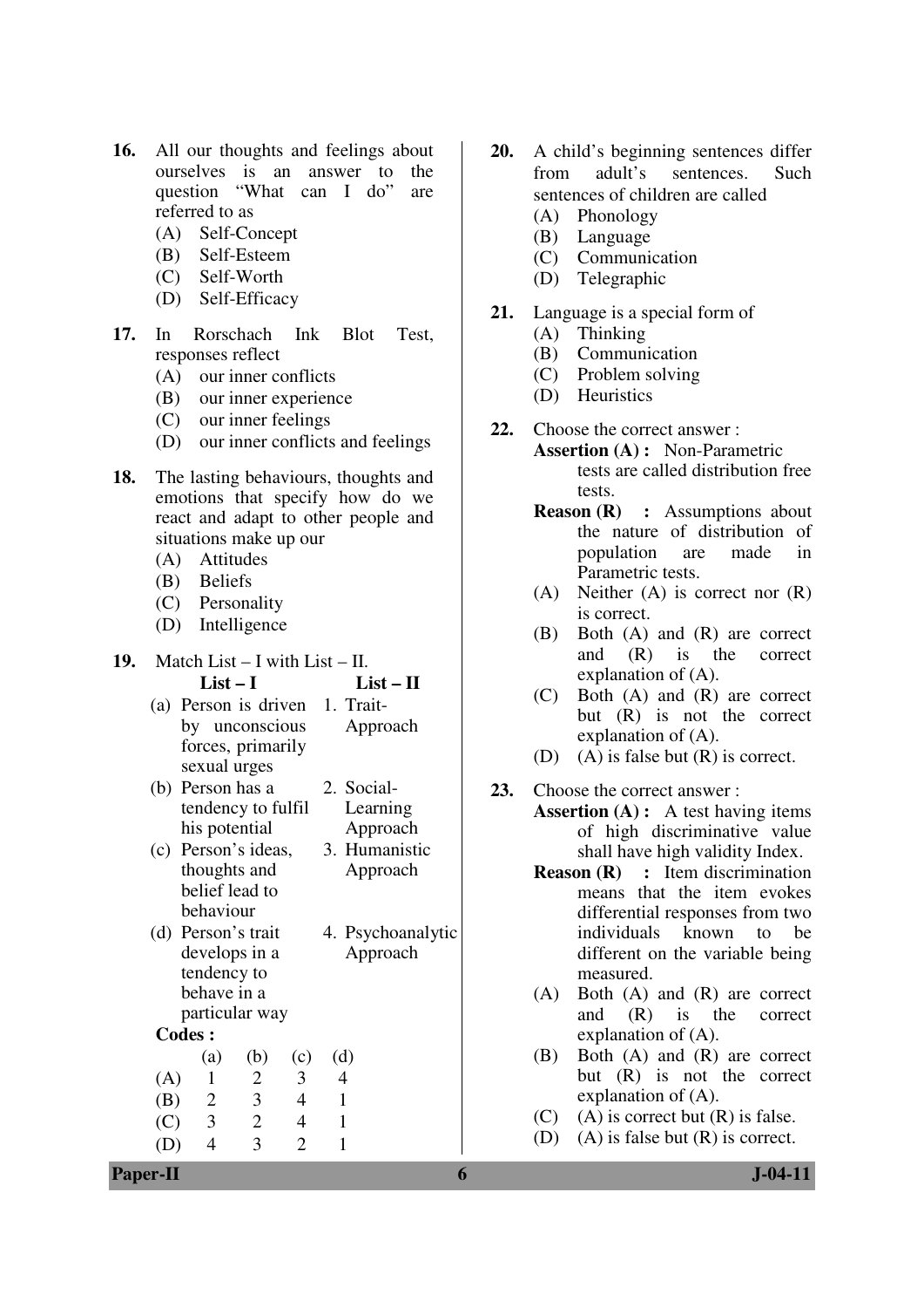16. All our thoughts and feelings about ourselves is an answer to the question "What can I do" are referred to as
   (A) Self-Concept
   (B) Self-Esteem
   (C) Self-Worth
   (D) Self-Efficacy

17. In Rorschach Ink Blot Test, responses reflect
   (A) our inner conflicts
   (B) our inner experience
   (C) our inner feelings
   (D) our inner conflicts and feelings

18. The lasting behaviours, thoughts and emotions that specify how do we react and adapt to other people and situations make up our
   (A) Attitudes
   (B) Beliefs
   (C) Personality
   (D) Intelligence

19. Match List – I with List – II.

| List – I | List – II |
|---|---|
| (a) Person is driven by unconscious forces, primarily sexual urges | 1. Trait-Approach |
| (b) Person has a tendency to fulfil his potential | 2. Social-Learning Approach |
| (c) Person's ideas, thoughts and belief lead to behaviour | 3. Humanistic Approach |
| (d) Person's trait develops in a tendency to behave in a particular way | 4. Psychoanalytic Approach |

   **Codes :**

|  | (a) | (b) | (c) | (d) |
|---|---|---|---|---|
| (A) | 1 | 2 | 3 | 4 |
| (B) | 2 | 3 | 4 | 1 |
| (C) | 3 | 2 | 4 | 1 |
| (D) | 4 | 3 | 2 | 1 |

20. A child's beginning sentences differ from adult's sentences. Such sentences of children are called
   (A) Phonology
   (B) Language
   (C) Communication
   (D) Telegraphic

21. Language is a special form of
   (A) Thinking
   (B) Communication
   (C) Problem solving
   (D) Heuristics

22. Choose the correct answer :
   **Assertion (A) :** Non-Parametric tests are called distribution free tests.
   **Reason (R) :** Assumptions about the nature of distribution of population are made in Parametric tests.
   (A) Neither (A) is correct nor (R) is correct.
   (B) Both (A) and (R) are correct and (R) is the correct explanation of (A).
   (C) Both (A) and (R) are correct but (R) is not the correct explanation of (A).
   (D) (A) is false but (R) is correct.

23. Choose the correct answer :
   **Assertion (A) :** A test having items of high discriminative value shall have high validity Index.
   **Reason (R) :** Item discrimination means that the item evokes differential responses from two individuals known to be different on the variable being measured.
   (A) Both (A) and (R) are correct and (R) is the correct explanation of (A).
   (B) Both (A) and (R) are correct but (R) is not the correct explanation of (A).
   (C) (A) is correct but (R) is false.
   (D) (A) is false but (R) is correct.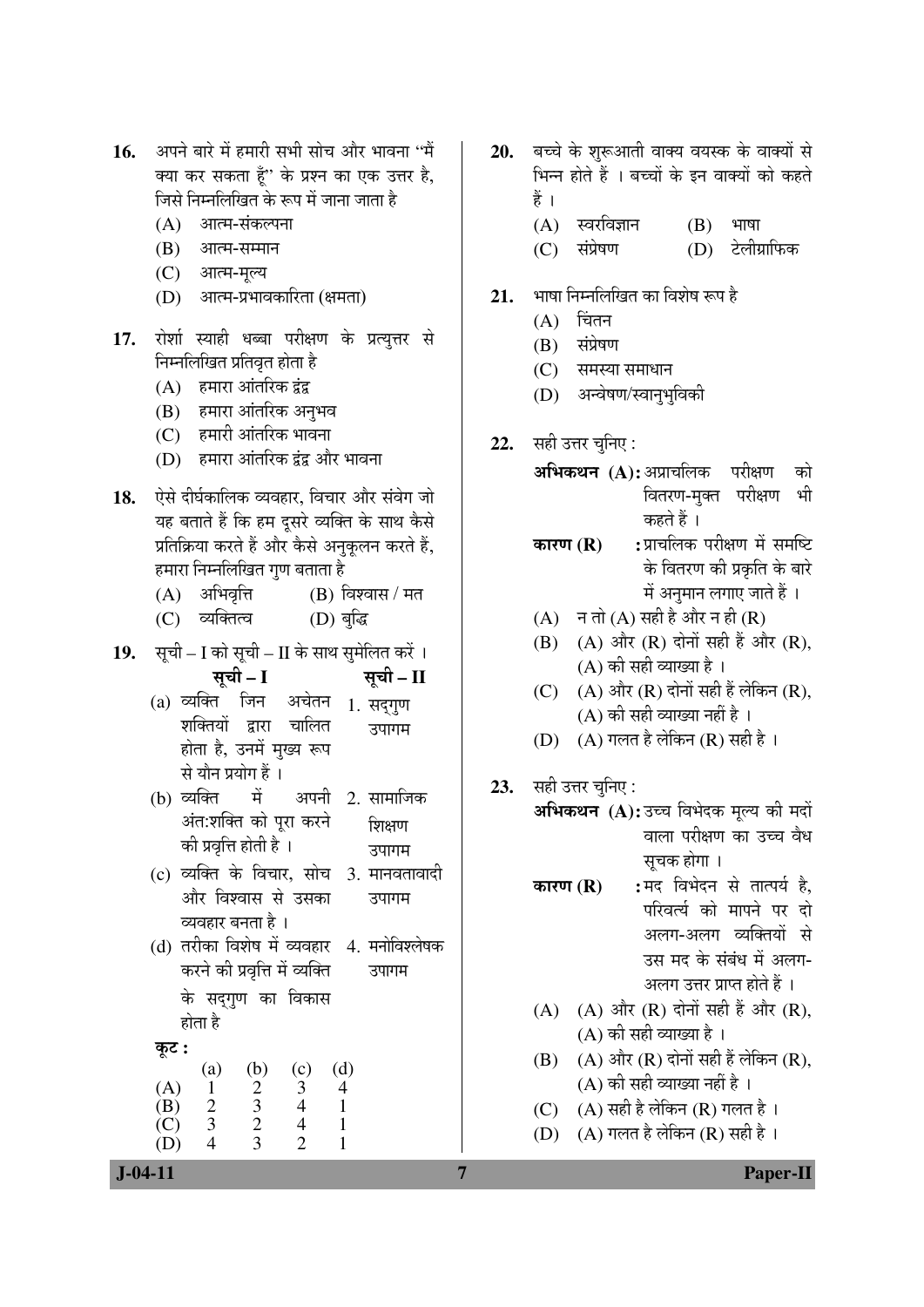16. अपने बारे में हमारी सभी सोच और भावना "मैं क्या कर सकता हूँ" के प्रश्न का एक उत्तर है, जिसे निम्नलिखित के रूप में जाना जाता है
   (A) आत्म-संकल्पना
   (B) आत्म-सम्मान
   (C) आत्म-मूल्य
   (D) आत्म-प्रभावकारिता (क्षमता)

17. रोर्शा स्याही धब्बा परीक्षण के प्रत्युत्तर से निम्नलिखित प्रतिवृत होता है
   (A) हमारा आंतरिक द्वंद्व
   (B) हमारा आंतरिक अनुभव
   (C) हमारी आंतरिक भावना
   (D) हमारा आंतरिक द्वंद्व और भावना

18. ऐसे दीर्घकालिक व्यवहार, विचार और संवेग जो यह बताते हैं कि हम दूसरे व्यक्ति के साथ कैसे प्रतिक्रिया करते हैं और कैसे अनुकूलन करते हैं, हमारा निम्नलिखित गुण बताता है
   (A) अभिवृत्ति (B) विश्वास / मत
   (C) व्यक्तित्व (D) बुद्धि

19. सूची – I को सूची – II के साथ सुमेलित करें ।

| सूची – I | सूची – II |
|---|---|
| (a) व्यक्ति जिन अचेतन शक्तियों द्वारा चालित होता है, उनमें मुख्य रूप से यौन प्रयोग हैं । | 1. सद्गुण उपागम |
| (b) व्यक्ति में अपनी अंत:शक्ति को पूरा करने की प्रवृत्ति होती है । | 2. सामाजिक शिक्षण उपागम |
| (c) व्यक्ति के विचार, सोच और विश्वास से उसका व्यवहार बनता है । | 3. मानवतावादी उपागम |
| (d) तरीका विशेष में व्यवहार करने की प्रवृत्ति में व्यक्ति के सद्गुण का विकास होता है | 4. मनोविश्लेषक उपागम |

कूट :

| | (a) | (b) | (c) | (d) |
|---|---|---|---|---|
| (A) | 1 | 2 | 3 | 4 |
| (B) | 2 | 3 | 4 | 1 |
| (C) | 3 | 2 | 4 | 1 |
| (D) | 4 | 3 | 2 | 1 |

20. बच्चे के शुरूआती वाक्य वयस्क के वाक्यों से भिन्न होते हैं । बच्चों के इन वाक्यों को कहते हैं ।
   (A) स्वरविज्ञान (B) भाषा
   (C) संप्रेषण (D) टेलीग्राफिक

21. भाषा निम्नलिखित का विशेष रूप है
   (A) चिंतन
   (B) संप्रेषण
   (C) समस्या समाधान
   (D) अन्वेषण/स्वानुभुविकी

22. सही उत्तर चुनिए :
   **अभिकथन (A):** अप्राचलिक परीक्षण को वितरण-मुक्त परीक्षण भी कहते हैं ।
   **कारण (R)** : प्राचलिक परीक्षण में समष्टि के वितरण की प्रकृति के बारे में अनुमान लगाए जाते हैं ।
   (A) न तो (A) सही है और न ही (R)
   (B) (A) और (R) दोनों सही हैं और (R), (A) की सही व्याख्या है ।
   (C) (A) और (R) दोनों सही हैं लेकिन (R), (A) की सही व्याख्या नहीं है ।
   (D) (A) गलत है लेकिन (R) सही है ।

23. सही उत्तर चुनिए :
   **अभिकथन (A):** उच्च विभेदक मूल्य की मदों वाला परीक्षण का उच्च वैध सूचक होगा ।
   **कारण (R)** : मद विभेदन से तात्पर्य है, परिवर्त्य को मापने पर दो अलग-अलग व्यक्तियों से उस मद के संबंध में अलग-अलग उत्तर प्राप्त होते हैं ।
   (A) (A) और (R) दोनों सही हैं और (R), (A) की सही व्याख्या है ।
   (B) (A) और (R) दोनों सही हैं लेकिन (R), (A) की सही व्याख्या नहीं है ।
   (C) (A) सही है लेकिन (R) गलत है ।
   (D) (A) गलत है लेकिन (R) सही है ।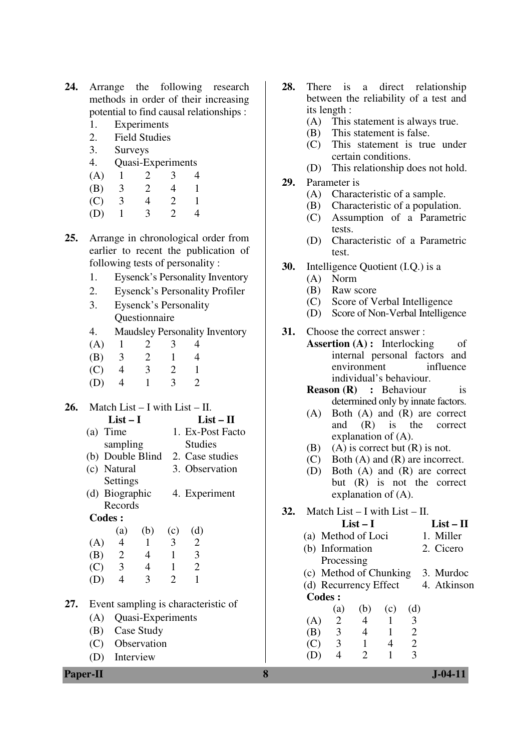24. Arrange the following research methods in order of their increasing potential to find causal relationships :
   1. Experiments
   2. Field Studies
   3. Surveys
   4. Quasi-Experiments

   (A) 1 2 3 4
   (B) 3 2 4 1
   (C) 3 4 2 1
   (D) 1 3 2 4

25. Arrange in chronological order from earlier to recent the publication of following tests of personality :
   1. Eysenck's Personality Inventory
   2. Eysenck's Personality Profiler
   3. Eysenck's Personality Questionnaire
   4. Maudsley Personality Inventory

   (A) 1 2 3 4
   (B) 3 2 1 4
   (C) 4 3 2 1
   (D) 4 1 3 2

26. Match List – I with List – II.

| List – I | List – II |
|---|---|
| (a) Time sampling | 1. Ex-Post Facto Studies |
| (b) Double Blind | 2. Case studies |
| (c) Natural Settings | 3. Observation |
| (d) Biographic Records | 4. Experiment |

**Codes :**

| | (a) | (b) | (c) | (d) |
|---|---|---|---|---|
| (A) | 4 | 1 | 3 | 2 |
| (B) | 2 | 4 | 1 | 3 |
| (C) | 3 | 4 | 1 | 2 |
| (D) | 4 | 3 | 2 | 1 |

27. Event sampling is characteristic of
   (A) Quasi-Experiments
   (B) Case Study
   (C) Observation
   (D) Interview

28. There is a direct relationship between the reliability of a test and its length :
   (A) This statement is always true.
   (B) This statement is false.
   (C) This statement is true under certain conditions.
   (D) This relationship does not hold.

29. Parameter is
   (A) Characteristic of a sample.
   (B) Characteristic of a population.
   (C) Assumption of a Parametric tests.
   (D) Characteristic of a Parametric test.

30. Intelligence Quotient (I.Q.) is a
   (A) Norm
   (B) Raw score
   (C) Score of Verbal Intelligence
   (D) Score of Non-Verbal Intelligence

31. Choose the correct answer :

   **Assertion (A) :** Interlocking of internal personal factors and environment influence individual's behaviour.

   **Reason (R) :** Behaviour is determined only by innate factors.

   (A) Both (A) and (R) are correct and (R) is the correct explanation of (A).
   (B) (A) is correct but (R) is not.
   (C) Both (A) and (R) are incorrect.
   (D) Both (A) and (R) are correct but (R) is not the correct explanation of (A).

32. Match List – I with List – II.

| List – I | List – II |
|---|---|
| (a) Method of Loci | 1. Miller |
| (b) Information Processing | 2. Cicero |
| (c) Method of Chunking | 3. Murdoc |
| (d) Recurrency Effect | 4. Atkinson |

**Codes :**

| | (a) | (b) | (c) | (d) |
|---|---|---|---|---|
| (A) | 2 | 4 | 1 | 3 |
| (B) | 3 | 4 | 1 | 2 |
| (C) | 3 | 1 | 4 | 2 |
| (D) | 4 | 2 | 1 | 3 |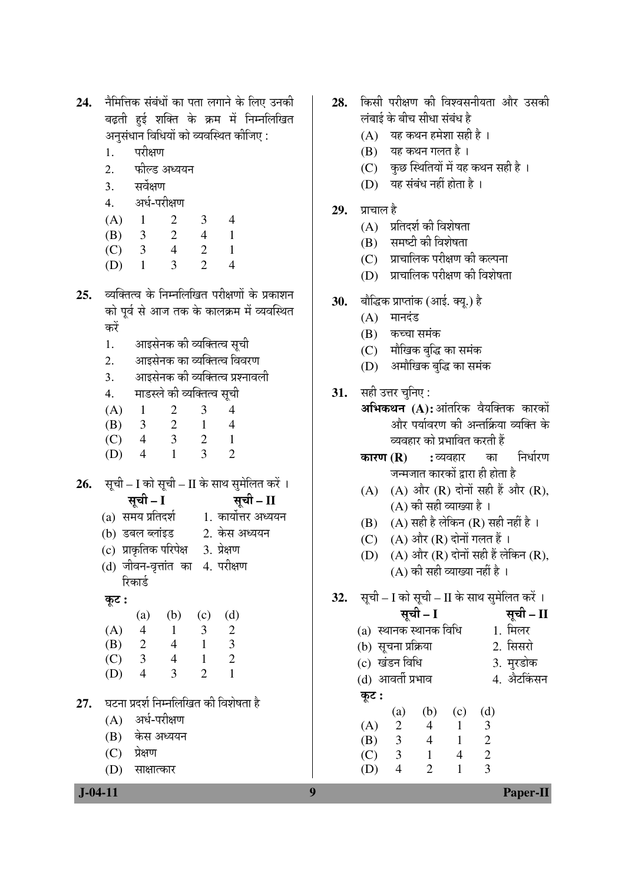24. नैमित्तिक संबंधों का पता लगाने के लिए उनकी बढ़ती हुई शक्ति के क्रम में निम्नलिखित अनुसंधान विधियों को व्यवस्थित कीजिए :
   1. परीक्षण
   2. फील्ड अध्ययन
   3. सर्वेक्षण
   4. अर्ध-परीक्षण

   (A) 1 2 3 4
   (B) 3 2 4 1
   (C) 3 4 2 1
   (D) 1 3 2 4

25. व्यक्तित्व के निम्नलिखित परीक्षणों के प्रकाशन को पूर्व से आज तक के कालक्रम में व्यवस्थित करें
   1. आइसेनक की व्यक्तित्व सूची
   2. आइसेनक का व्यक्तित्व विवरण
   3. आइसेनक की व्यक्तित्व प्रश्नावली
   4. माडस्ले की व्यक्तित्व सूची

   (A) 1 2 3 4
   (B) 3 2 1 4
   (C) 4 3 2 1
   (D) 4 1 3 2

26. सूची – I को सूची – II के साथ सुमेलित करें ।

| सूची – I | सूची – II |
|---|---|
| (a) समय प्रतिदर्श | 1. कार्योत्तर अध्ययन |
| (b) डबल ब्लांइड | 2. केस अध्ययन |
| (c) प्राकृतिक परिपेक्ष | 3. प्रेक्षण |
| (d) जीवन-वृत्तांत का रिकार्ड | 4. परीक्षण |

   **कूट :**

| | (a) | (b) | (c) | (d) |
|---|---|---|---|---|
| (A) | 4 | 1 | 3 | 2 |
| (B) | 2 | 4 | 1 | 3 |
| (C) | 3 | 4 | 1 | 2 |
| (D) | 4 | 3 | 2 | 1 |

27. घटना प्रदर्श निम्नलिखित की विशेषता है
   (A) अर्ध-परीक्षण
   (B) केस अध्ययन
   (C) प्रेक्षण
   (D) साक्षात्कार

28. किसी परीक्षण की विश्वसनीयता और उसकी लंबाई के बीच सीधा संबंध है
   (A) यह कथन हमेशा सही है ।
   (B) यह कथन गलत है ।
   (C) कुछ स्थितियों में यह कथन सही है ।
   (D) यह संबंध नहीं होता है ।

29. प्राचाल है
   (A) प्रतिदर्श की विशेषता
   (B) समष्टी की विशेषता
   (C) प्राचालिक परीक्षण की कल्पना
   (D) प्राचालिक परीक्षण की विशेषता

30. बौद्धिक प्राप्तांक (आई. क्यू.) है
   (A) मानदंड
   (B) कच्चा समंक
   (C) मौखिक बुद्धि का समंक
   (D) अमौखिक बुद्धि का समंक

31. सही उत्तर चुनिए :

   **अभिकथन (A):** आंतरिक वैयक्तिक कारकों और पर्यावरण की अन्तर्क्रिया व्यक्ति के व्यवहार को प्रभावित करती हैं

   **कारण (R) :** व्यवहार का निर्धारण जन्मजात कारकों द्वारा ही होता है

   (A) (A) और (R) दोनों सही हैं और (R), (A) की सही व्याख्या है ।
   (B) (A) सही है लेकिन (R) सही नहीं है ।
   (C) (A) और (R) दोनों गलत हैं ।
   (D) (A) और (R) दोनों सही हैं लेकिन (R), (A) की सही व्याख्या नहीं है ।

32. सूची – I को सूची – II के साथ सुमेलित करें ।

| सूची – I | सूची – II |
|---|---|
| (a) स्थानक स्थानक विधि | 1. मिलर |
| (b) सूचना प्रक्रिया | 2. सिसरो |
| (c) खंडन विधि | 3. मुरडोक |
| (d) आवर्ती प्रभाव | 4. अैटकिंसन |

   **कूट :**

| | (a) | (b) | (c) | (d) |
|---|---|---|---|---|
| (A) | 2 | 4 | 1 | 3 |
| (B) | 3 | 4 | 1 | 2 |
| (C) | 3 | 1 | 4 | 2 |
| (D) | 4 | 2 | 1 | 3 |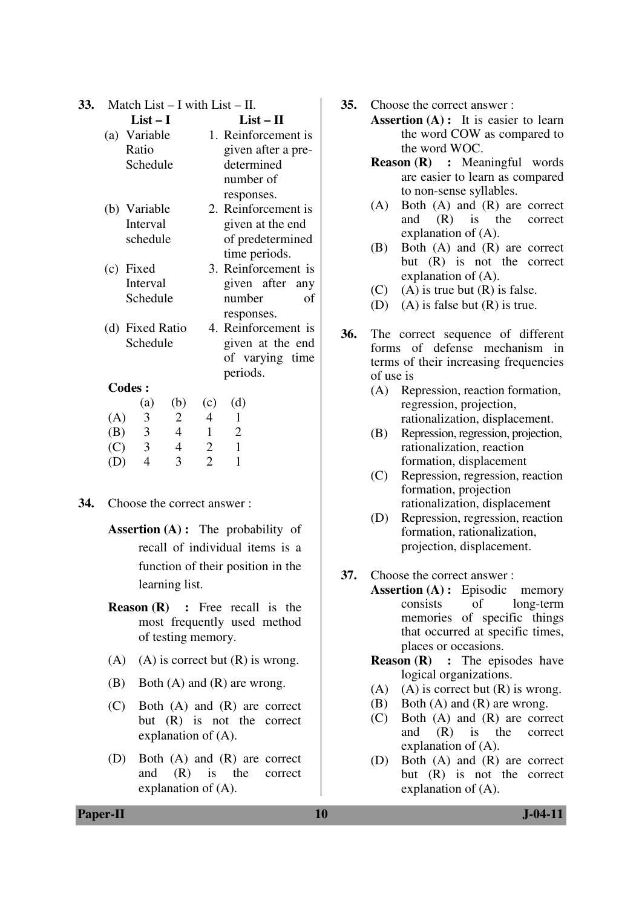**33.** Match List – I with List – II.

| List – I | List – II |
|---|---|
| (a) Variable Ratio Schedule | 1. Reinforcement is given after a pre-determined number of responses. |
| (b) Variable Interval schedule | 2. Reinforcement is given at the end of predetermined time periods. |
| (c) Fixed Interval Schedule | 3. Reinforcement is given after any number of responses. |
| (d) Fixed Ratio Schedule | 4. Reinforcement is given at the end of varying time periods. |

**Codes :**

| | (a) | (b) | (c) | (d) |
|---|---|---|---|---|
| (A) | 3 | 2 | 4 | 1 |
| (B) | 3 | 4 | 1 | 2 |
| (C) | 3 | 4 | 2 | 1 |
| (D) | 4 | 3 | 2 | 1 |

**34.** Choose the correct answer :

**Assertion (A) :** The probability of recall of individual items is a function of their position in the learning list.

**Reason (R) :** Free recall is the most frequently used method of testing memory.

(A) (A) is correct but (R) is wrong.

(B) Both (A) and (R) are wrong.

(C) Both (A) and (R) are correct but (R) is not the correct explanation of (A).

(D) Both (A) and (R) are correct and (R) is the correct explanation of (A).

**35.** Choose the correct answer :

**Assertion (A) :** It is easier to learn the word COW as compared to the word WOC.

**Reason (R) :** Meaningful words are easier to learn as compared to non-sense syllables.

(A) Both (A) and (R) are correct and (R) is the correct explanation of (A).

(B) Both (A) and (R) are correct but (R) is not the correct explanation of (A).

(C) (A) is true but (R) is false.

(D) (A) is false but (R) is true.

**36.** The correct sequence of different forms of defense mechanism in terms of their increasing frequencies of use is

(A) Repression, reaction formation, regression, projection, rationalization, displacement.

(B) Repression, regression, projection, rationalization, reaction formation, displacement

(C) Repression, regression, reaction formation, projection rationalization, displacement

(D) Repression, regression, reaction formation, rationalization, projection, displacement.

**37.** Choose the correct answer :

**Assertion (A) :** Episodic memory consists of long-term memories of specific things that occurred at specific times, places or occasions.

**Reason (R) :** The episodes have logical organizations.

(A) (A) is correct but (R) is wrong.

(B) Both (A) and (R) are wrong.

(C) Both (A) and (R) are correct and (R) is the correct explanation of (A).

(D) Both (A) and (R) are correct but (R) is not the correct explanation of (A).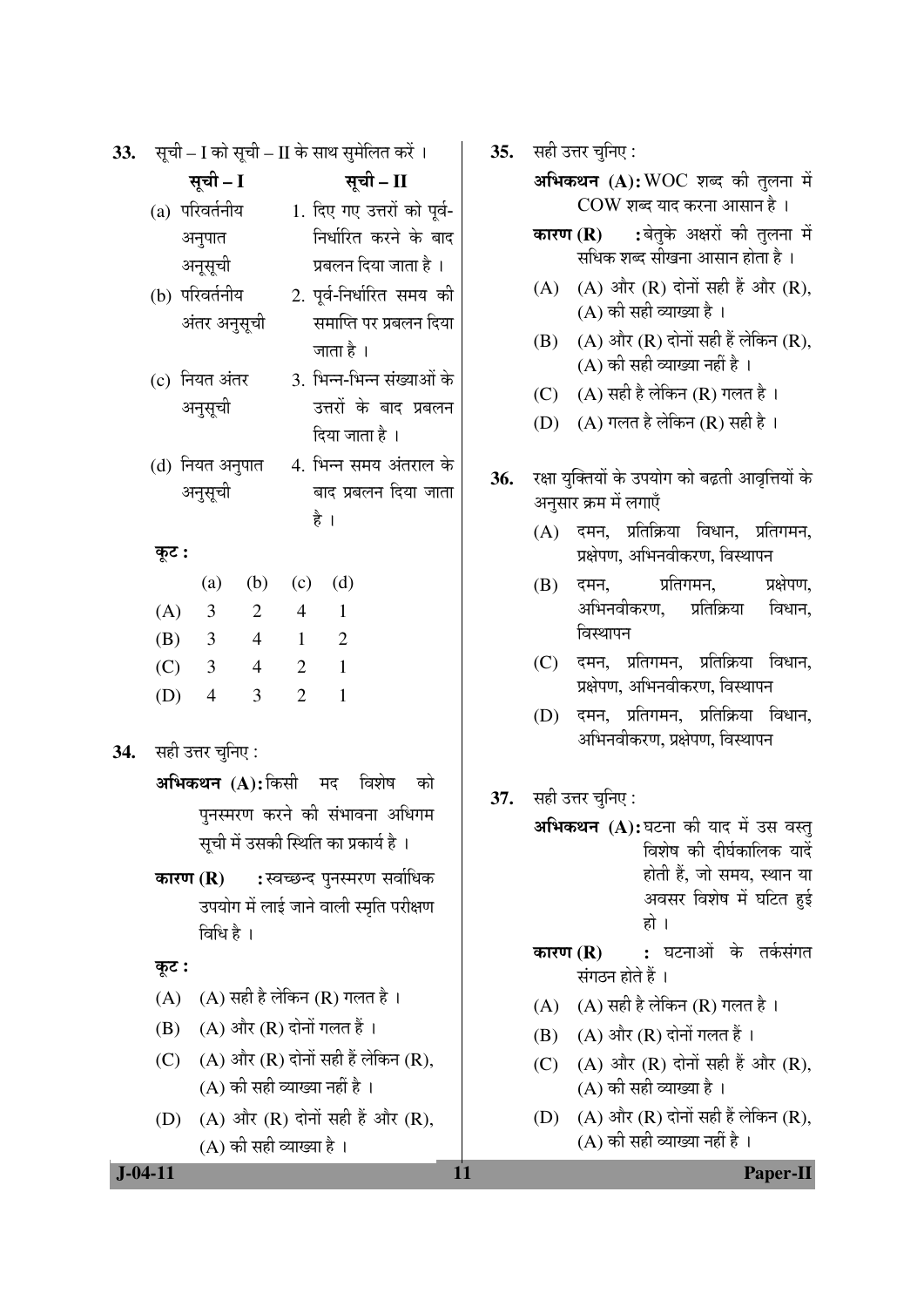**33.** सूची – I को सूची – II के साथ सुमेलित करें ।

| सूची – I | सूची – II |
|---|---|
| (a) परिवर्तनीय अनुपात अनुसूची | 1. दिए गए उत्तरों को पूर्व-निर्धारित करने के बाद प्रबलन दिया जाता है । |
| (b) परिवर्तनीय अंतर अनुसूची | 2. पूर्व-निर्धारित समय की समाप्ति पर प्रबलन दिया जाता है । |
| (c) नियत अंतर अनुसूची | 3. भिन्न-भिन्न संख्याओं के उत्तरों के बाद प्रबलन दिया जाता है । |
| (d) नियत अनुपात अनुसूची | 4. भिन्न समय अंतराल के बाद प्रबलन दिया जाता है । |

**कूट :**

| | (a) | (b) | (c) | (d) |
|---|---|---|---|---|
| (A) | 3 | 2 | 4 | 1 |
| (B) | 3 | 4 | 1 | 2 |
| (C) | 3 | 4 | 2 | 1 |
| (D) | 4 | 3 | 2 | 1 |

**34.** सही उत्तर चुनिए :

**अभिकथन (A):** किसी मद विशेष को पुनस्मरण करने की संभावना अधिगम सूची में उसकी स्थिति का प्रकार्य है ।

**कारण (R) :** स्वच्छन्द पुनस्मरण सर्वाधिक उपयोग में लाई जाने वाली स्मृति परीक्षण विधि है ।

**कूट :**

(A) (A) सही है लेकिन (R) गलत है ।

(B) (A) और (R) दोनों गलत हैं ।

(C) (A) और (R) दोनों सही हैं लेकिन (R), (A) की सही व्याख्या नहीं है ।

(D) (A) और (R) दोनों सही हैं और (R), (A) की सही व्याख्या है ।

**35.** सही उत्तर चुनिए :

**अभिकथन (A):** WOC शब्द की तुलना में COW शब्द याद करना आसान है ।

**कारण (R) :** बेतुके अक्षरों की तुलना में सधिक शब्द सीखना आसान होता है ।

(A) (A) और (R) दोनों सही हैं और (R), (A) की सही व्याख्या है ।

(B) (A) और (R) दोनों सही हैं लेकिन (R), (A) की सही व्याख्या नहीं है ।

(C) (A) सही है लेकिन (R) गलत है ।

(D) (A) गलत है लेकिन (R) सही है ।

**36.** रक्षा युक्तियों के उपयोग को बढ़ती आवृत्तियों के अनुसार क्रम में लगाएँ

(A) दमन, प्रतिक्रिया विधान, प्रतिगमन, प्रक्षेपण, अभिनवीकरण, विस्थापन

(B) दमन, प्रतिगमन, प्रक्षेपण, अभिनवीकरण, प्रतिक्रिया विधान, विस्थापन

(C) दमन, प्रतिगमन, प्रतिक्रिया विधान, प्रक्षेपण, अभिनवीकरण, विस्थापन

(D) दमन, प्रतिगमन, प्रतिक्रिया विधान, अभिनवीकरण, प्रक्षेपण, विस्थापन

**37.** सही उत्तर चुनिए :

**अभिकथन (A):** घटना की याद में उस वस्तु विशेष की दीर्घकालिक यादें होती हैं, जो समय, स्थान या अवसर विशेष में घटित हुई हो ।

**कारण (R) :** घटनाओं के तर्कसंगत संगठन होते हैं ।

(A) (A) सही है लेकिन (R) गलत है ।

(B) (A) और (R) दोनों गलत हैं ।

(C) (A) और (R) दोनों सही हैं और (R), (A) की सही व्याख्या है ।

(D) (A) और (R) दोनों सही हैं लेकिन (R), (A) की सही व्याख्या नहीं है ।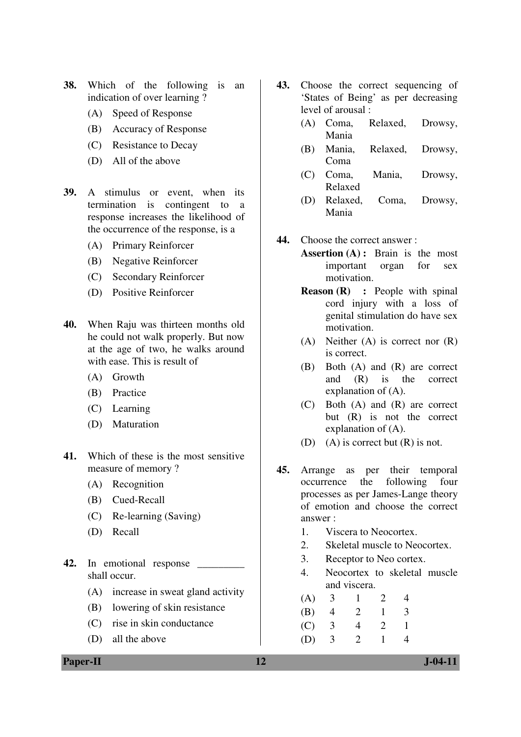**38.** Which of the following is an indication of over learning ?

(A) Speed of Response
(B) Accuracy of Response
(C) Resistance to Decay
(D) All of the above

**39.** A stimulus or event, when its termination is contingent to a response increases the likelihood of the occurrence of the response, is a

(A) Primary Reinforcer
(B) Negative Reinforcer
(C) Secondary Reinforcer
(D) Positive Reinforcer

**40.** When Raju was thirteen months old he could not walk properly. But now at the age of two, he walks around with ease. This is result of

(A) Growth
(B) Practice
(C) Learning
(D) Maturation

**41.** Which of these is the most sensitive measure of memory ?

(A) Recognition
(B) Cued-Recall
(C) Re-learning (Saving)
(D) Recall

**42.** In emotional response _________ shall occur.

(A) increase in sweat gland activity
(B) lowering of skin resistance
(C) rise in skin conductance
(D) all the above

**43.** Choose the correct sequencing of 'States of Being' as per decreasing level of arousal :

(A) Coma, Relaxed, Drowsy, Mania
(B) Mania, Relaxed, Drowsy, Coma
(C) Coma, Mania, Drowsy, Relaxed
(D) Relaxed, Coma, Drowsy, Mania

**44.** Choose the correct answer :

**Assertion (A) :** Brain is the most important organ for sex motivation.

**Reason (R) :** People with spinal cord injury with a loss of genital stimulation do have sex motivation.

(A) Neither (A) is correct nor (R) is correct.
(B) Both (A) and (R) are correct and (R) is the correct explanation of (A).
(C) Both (A) and (R) are correct but (R) is not the correct explanation of (A).
(D) (A) is correct but (R) is not.

**45.** Arrange as per their temporal occurrence the following four processes as per James-Lange theory of emotion and choose the correct answer :

1. Viscera to Neocortex.
2. Skeletal muscle to Neocortex.
3. Receptor to Neo cortex.
4. Neocortex to skeletal muscle and viscera.

| | | | | |
|---|---|---|---|---|
| (A) | 3 | 1 | 2 | 4 |
| (B) | 4 | 2 | 1 | 3 |
| (C) | 3 | 4 | 2 | 1 |
| (D) | 3 | 2 | 1 | 4 |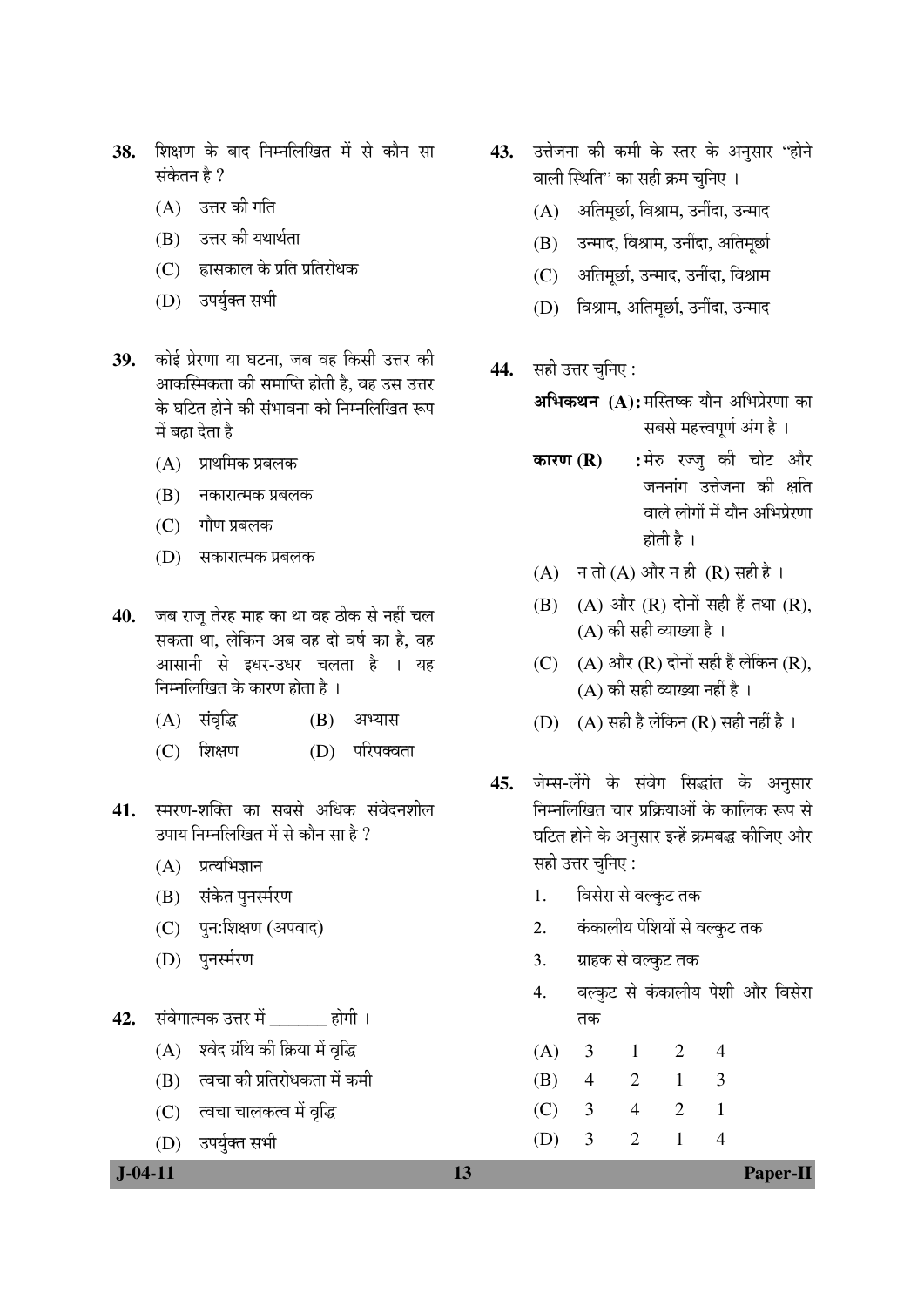**38.** शिक्षण के बाद निम्नलिखित में से कौन सा संकेतन है ?

(A) उत्तर की गति

(B) उत्तर की यथार्थता

(C) ह्रासकाल के प्रति प्रतिरोधक

(D) उपर्युक्त सभी

**39.** कोई प्रेरणा या घटना, जब वह किसी उत्तर की आकस्मिकता की समाप्ति होती है, वह उस उत्तर के घटित होने की संभावना को निम्नलिखित रूप में बढ़ा देता है

(A) प्राथमिक प्रबलक

(B) नकारात्मक प्रबलक

(C) गौण प्रबलक

(D) सकारात्मक प्रबलक

**40.** जब राजू तेरह माह का था वह ठीक से नहीं चल सकता था, लेकिन अब वह दो वर्ष का है, वह आसानी से इधर-उधर चलता है । यह निम्नलिखित के कारण होता है ।

(A) संवृद्धि (B) अभ्यास

(C) शिक्षण (D) परिपक्वता

**41.** स्मरण-शक्ति का सबसे अधिक संवेदनशील उपाय निम्नलिखित में से कौन सा है ?

(A) प्रत्यभिज्ञान

(B) संकेत पुनर्स्मरण

(C) पुन:शिक्षण (अपवाद)

(D) पुनर्स्मरण

**42.** संवेगात्मक उत्तर में _______ होगी ।

(A) श्वेद ग्रंथि की क्रिया में वृद्धि

(B) त्वचा की प्रतिरोधकता में कमी

(C) त्वचा चालकत्व में वृद्धि

(D) उपर्युक्त सभी

**43.** उत्तेजना की कमी के स्तर के अनुसार "होने वाली स्थिति" का सही क्रम चुनिए ।

(A) अतिमूर्छा, विश्राम, उनींदा, उन्माद

(B) उन्माद, विश्राम, उनींदा, अतिमूर्छा

(C) अतिमूर्छा, उन्माद, उनींदा, विश्राम

(D) विश्राम, अतिमूर्छा, उनींदा, उन्माद

**44.** सही उत्तर चुनिए :

**अभिकथन (A):** मस्तिष्क यौन अभिप्रेरणा का सबसे महत्त्वपूर्ण अंग है ।

**कारण (R) :** मेरु रज्जु की चोट और जननांग उत्तेजना की क्षति वाले लोगों में यौन अभिप्रेरणा होती है ।

(A) न तो (A) और न ही (R) सही है ।

(B) (A) और (R) दोनों सही हैं तथा (R), (A) की सही व्याख्या है ।

(C) (A) और (R) दोनों सही हैं लेकिन (R), (A) की सही व्याख्या नहीं है ।

(D) (A) सही है लेकिन (R) सही नहीं है ।

**45.** जेम्स-लेंगे के संवेग सिद्धांत के अनुसार निम्नलिखित चार प्रक्रियाओं के कालिक रूप से घटित होने के अनुसार इन्हें क्रमबद्ध कीजिए और सही उत्तर चुनिए :

1. विसेरा से वल्कुट तक
2. कंकालीय पेशियों से वल्कुट तक
3. ग्राहक से वल्कुट तक
4. वल्कुट से कंकालीय पेशी और विसेरा तक

| | | | | |
|---|---|---|---|---|
| (A) | 3 | 1 | 2 | 4 |
| (B) | 4 | 2 | 1 | 3 |
| (C) | 3 | 4 | 2 | 1 |
| (D) | 3 | 2 | 1 | 4 |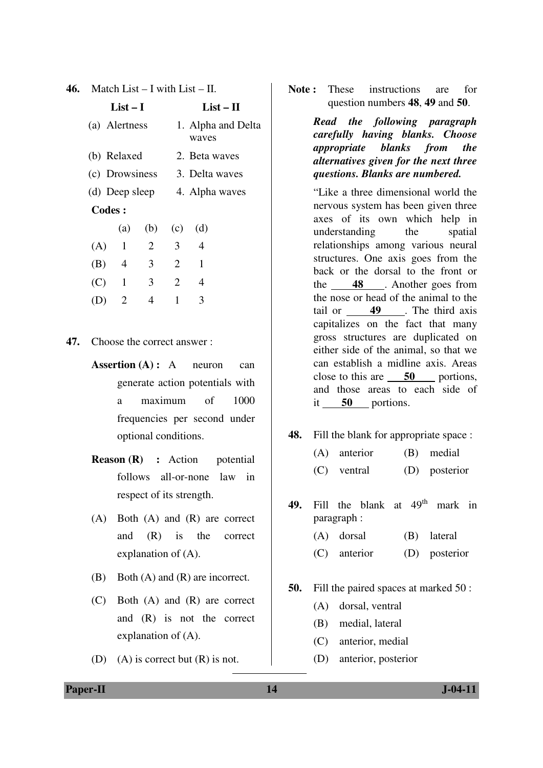**46.** Match List – I with List – II.

| List – I | List – II |
|---|---|
| (a) Alertness | 1. Alpha and Delta waves |
| (b) Relaxed | 2. Beta waves |
| (c) Drowsiness | 3. Delta waves |
| (d) Deep sleep | 4. Alpha waves |

**Codes :**

| | (a) | (b) | (c) | (d) |
|---|---|---|---|---|
| (A) | 1 | 2 | 3 | 4 |
| (B) | 4 | 3 | 2 | 1 |
| (C) | 1 | 3 | 2 | 4 |
| (D) | 2 | 4 | 1 | 3 |

**47.** Choose the correct answer :

**Assertion (A) :** A neuron can generate action potentials with a maximum of 1000 frequencies per second under optional conditions.

**Reason (R) :** Action potential follows all-or-none law in respect of its strength.

(A) Both (A) and (R) are correct and (R) is the correct explanation of (A).

(B) Both (A) and (R) are incorrect.

(C) Both (A) and (R) are correct and (R) is not the correct explanation of (A).

(D) (A) is correct but (R) is not.

**Note :** These instructions are for question numbers **48**, **49** and **50**.

***Read the following paragraph carefully having blanks. Choose appropriate blanks from the alternatives given for the next three questions. Blanks are numbered.***

"Like a three dimensional world the nervous system has been given three axes of its own which help in understanding the spatial relationships among various neural structures. One axis goes from the back or the dorsal to the front or the ____**48**____. Another goes from the nose or head of the animal to the tail or ____**49**____. The third axis capitalizes on the fact that many gross structures are duplicated on either side of the animal, so that we can establish a midline axis. Areas close to this are ____**50**____ portions, and those areas to each side of it ____**50**____ portions.

**48.** Fill the blank for appropriate space :

(A) anterior (B) medial

(C) ventral (D) posterior

**49.** Fill the blank at 49th mark in paragraph :

(A) dorsal (B) lateral

(C) anterior (D) posterior

**50.** Fill the paired spaces at marked 50 :

(A) dorsal, ventral

(B) medial, lateral

(C) anterior, medial

(D) anterior, posterior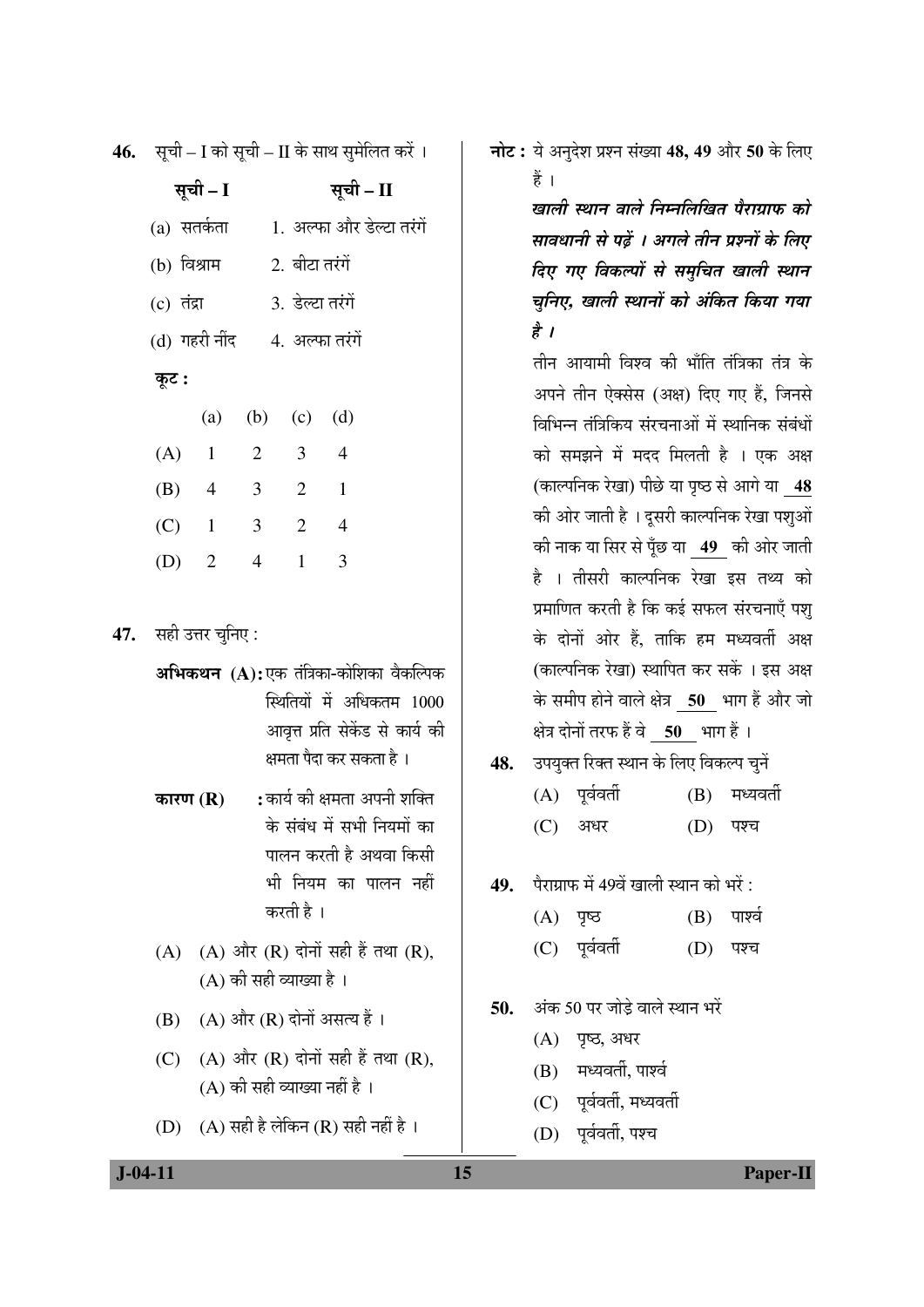46. सूची – I को सूची – II के साथ सुमेलित करें ।

| सूची – I | सूची – II |
|---|---|
| (a) सतर्कता | 1. अल्फा और डेल्टा तरंगें |
| (b) विश्राम | 2. बीटा तरंगें |
| (c) तंद्रा | 3. डेल्टा तरंगें |
| (d) गहरी नींद | 4. अल्फा तरंगें |

**कूट :**

| | (a) | (b) | (c) | (d) |
|---|---|---|---|---|
| (A) | 1 | 2 | 3 | 4 |
| (B) | 4 | 3 | 2 | 1 |
| (C) | 1 | 3 | 2 | 4 |
| (D) | 2 | 4 | 1 | 3 |

47. सही उत्तर चुनिए :

**अभिकथन (A):** एक तंत्रिका-कोशिका वैकल्पिक स्थितियों में अधिकतम 1000 आवृत्त प्रति सेकेंड से कार्य की क्षमता पैदा कर सकता है ।

**कारण (R)** : कार्य की क्षमता अपनी शक्ति के संबंध में सभी नियमों का पालन करती है अथवा किसी भी नियम का पालन नहीं करती है ।

(A) (A) और (R) दोनों सही हैं तथा (R), (A) की सही व्याख्या है ।

(B) (A) और (R) दोनों असत्य हैं ।

(C) (A) और (R) दोनों सही हैं तथा (R), (A) की सही व्याख्या नहीं है ।

(D) (A) सही है लेकिन (R) सही नहीं है ।

**नोट :** ये अनुदेश प्रश्न संख्या **48, 49** और **50** के लिए हैं ।

***खाली स्थान वाले निम्नलिखित पैराग्राफ को सावधानी से पढ़ें । अगले तीन प्रश्नों के लिए दिए गए विकल्पों से समुचित खाली स्थान चुनिए, खाली स्थानों को अंकित किया गया है ।***

तीन आयामी विश्व की भाँति तंत्रिका तंत्र के अपने तीन ऐक्सेस (अक्ष) दिए गए हैं, जिससे विभिन्न तंत्रिकिय संरचनाओं में स्थानिक संबंधों को समझने में मदद मिलती है । एक अक्ष (काल्पनिक रेखा) पीछे या पृष्ठ से आगे या **48** की ओर जाती है । दूसरी काल्पनिक रेखा पशुओं की नाक या सिर से पूँछ या **49** की ओर जाती है । तीसरी काल्पनिक रेखा इस तथ्य को प्रमाणित करती है कि कई सफल संरचनाएँ पशु के दोनों ओर हैं, ताकि हम मध्यवर्ती अक्ष (काल्पनिक रेखा) स्थापित कर सकें । इस अक्ष के समीप होने वाले क्षेत्र **50** भाग हैं और जो क्षेत्र दोनों तरफ हैं वे **50** भाग हैं ।

48. उपयुक्त रिक्त स्थान के लिए विकल्प चुनें

(A) पूर्ववर्ती
(B) मध्यवर्ती
(C) अधर
(D) पश्च

49. पैराग्राफ में 49वें खाली स्थान को भरें :

(A) पृष्ठ
(B) पार्श्व
(C) पूर्ववर्ती
(D) पश्च

50. अंक 50 पर जोड़े वाले स्थान भरें

(A) पृष्ठ, अधर
(B) मध्यवर्ती, पार्श्व
(C) पूर्ववर्ती, मध्यवर्ती
(D) पूर्ववर्ती, पश्च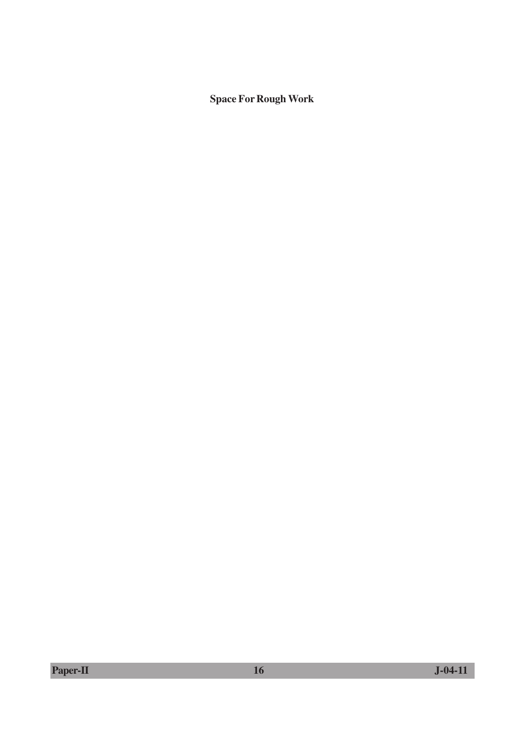**Space For Rough Work**